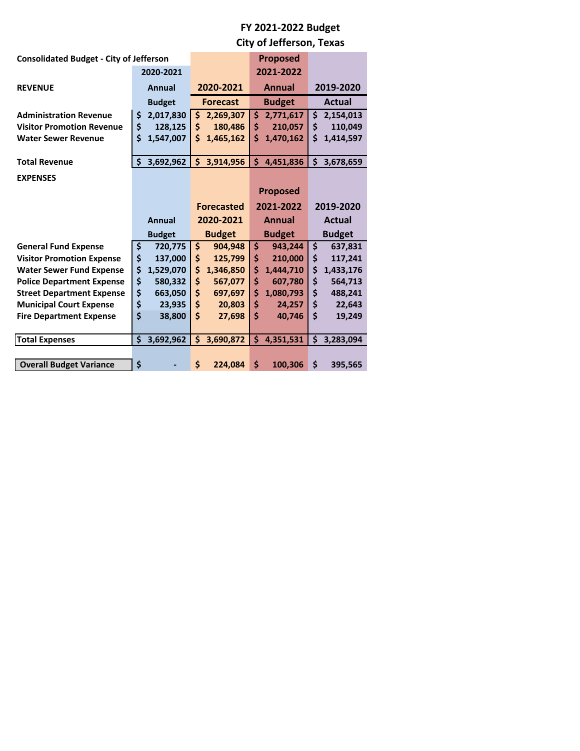# FY 2021-2022 Budget
## City of Jefferson, Texas

| Consolidated Budget - City of Jefferson | 2020-2021 Annual Budget | 2020-2021 Forecast | Proposed 2021-2022 Annual Budget | 2019-2020 Actual |
|---|---|---|---|---|
| **REVENUE** | | | | |
| **Administration Revenue** | $ 2,017,830 | $ 2,269,307 | $ 2,771,617 | $ 2,154,013 |
| **Visitor Promotion Revenue** | $ 128,125 | $ 180,486 | $ 210,057 | $ 110,049 |
| **Water Sewer Revenue** | $ 1,547,007 | $ 1,465,162 | $ 1,470,162 | $ 1,414,597 |
| **Total Revenue** | $ 3,692,962 | $ 3,914,956 | $ 4,451,836 | $ 3,678,659 |

| **EXPENSES** | Annual Budget | Forecasted 2020-2021 Budget | Proposed 2021-2022 Annual Budget | 2019-2020 Actual Budget |
|---|---|---|---|---|
| **General Fund Expense** | $ 720,775 | $ 904,948 | $ 943,244 | $ 637,831 |
| **Visitor Promotion Expense** | $ 137,000 | $ 125,799 | $ 210,000 | $ 117,241 |
| **Water Sewer Fund Expense** | $ 1,529,070 | $ 1,346,850 | $ 1,444,710 | $ 1,433,176 |
| **Police Department Expense** | $ 580,332 | $ 567,077 | $ 607,780 | $ 564,713 |
| **Street Department Expense** | $ 663,050 | $ 697,697 | $ 1,080,793 | $ 488,241 |
| **Municipal Court Expense** | $ 23,935 | $ 20,803 | $ 24,257 | $ 22,643 |
| **Fire Department Expense** | $ 38,800 | $ 27,698 | $ 40,746 | $ 19,249 |
| **Total Expenses** | $ 3,692,962 | $ 3,690,872 | $ 4,351,531 | $ 3,283,094 |
| **Overall Budget Variance** | $ - | $ 224,084 | $ 100,306 | $ 395,565 |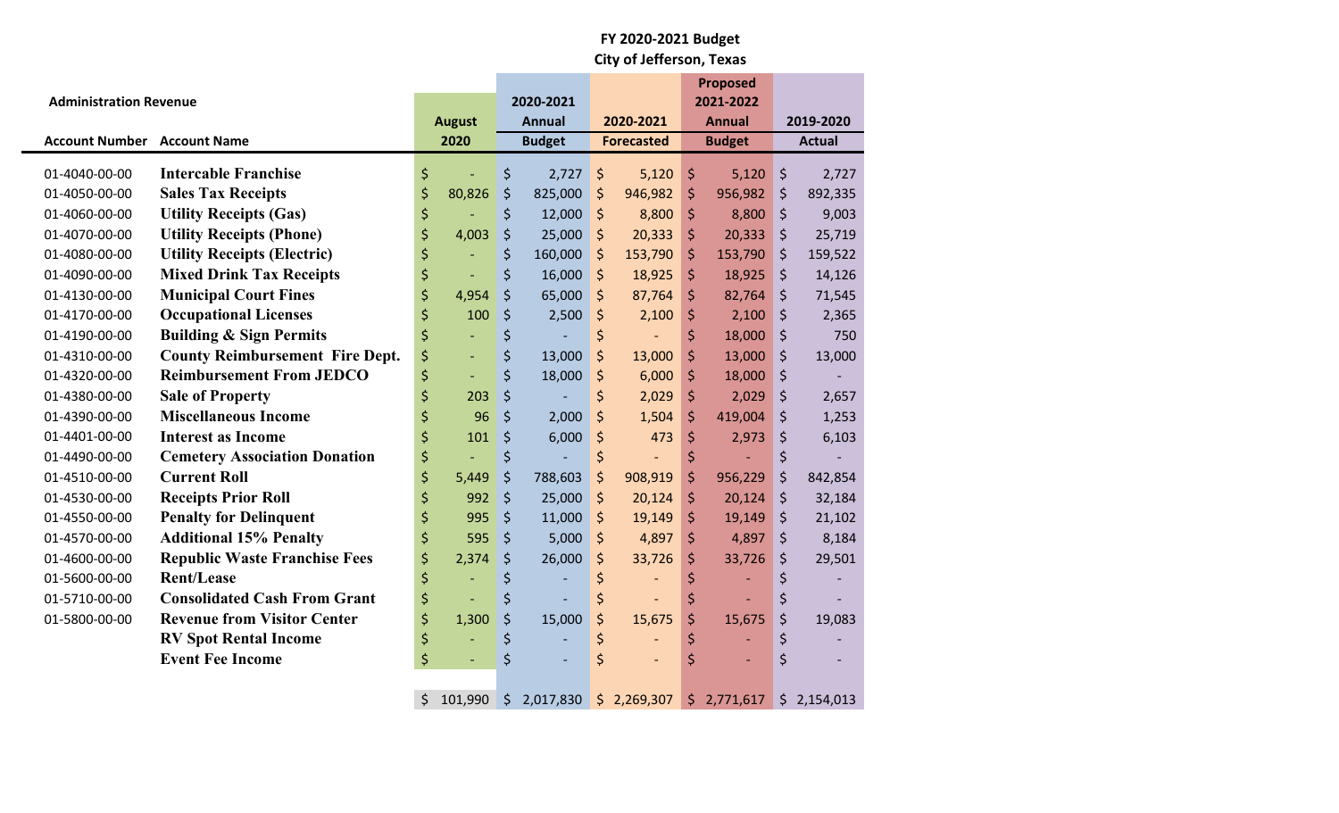# FY 2020-2021 Budget
## City of Jefferson, Texas

**Administration Revenue**

| Account Number | Account Name | August 2020 | 2020-2021 Annual Budget | 2020-2021 Forecasted | Proposed 2021-2022 Annual Budget | 2019-2020 Actual |
|---|---|---|---|---|---|---|
| 01-4040-00-00 | **Intercable Franchise** | $ - | $ 2,727 | $ 5,120 | $ 5,120 | $ 2,727 |
| 01-4050-00-00 | **Sales Tax Receipts** | $ 80,826 | $ 825,000 | $ 946,982 | $ 956,982 | $ 892,335 |
| 01-4060-00-00 | **Utility Receipts (Gas)** | $ - | $ 12,000 | $ 8,800 | $ 8,800 | $ 9,003 |
| 01-4070-00-00 | **Utility Receipts (Phone)** | $ 4,003 | $ 25,000 | $ 20,333 | $ 20,333 | $ 25,719 |
| 01-4080-00-00 | **Utility Receipts (Electric)** | $ - | $ 160,000 | $ 153,790 | $ 153,790 | $ 159,522 |
| 01-4090-00-00 | **Mixed Drink Tax Receipts** | $ - | $ 16,000 | $ 18,925 | $ 18,925 | $ 14,126 |
| 01-4130-00-00 | **Municipal Court Fines** | $ 4,954 | $ 65,000 | $ 87,764 | $ 82,764 | $ 71,545 |
| 01-4170-00-00 | **Occupational Licenses** | $ 100 | $ 2,500 | $ 2,100 | $ 2,100 | $ 2,365 |
| 01-4190-00-00 | **Building & Sign Permits** | $ - | $ - | $ - | $ 18,000 | $ 750 |
| 01-4310-00-00 | **County Reimbursement Fire Dept.** | $ - | $ 13,000 | $ 13,000 | $ 13,000 | $ 13,000 |
| 01-4320-00-00 | **Reimbursement From JEDCO** | $ - | $ 18,000 | $ 6,000 | $ 18,000 | $ - |
| 01-4380-00-00 | **Sale of Property** | $ 203 | $ - | $ 2,029 | $ 2,029 | $ 2,657 |
| 01-4390-00-00 | **Miscellaneous Income** | $ 96 | $ 2,000 | $ 1,504 | $ 419,004 | $ 1,253 |
| 01-4401-00-00 | **Interest as Income** | $ 101 | $ 6,000 | $ 473 | $ 2,973 | $ 6,103 |
| 01-4490-00-00 | **Cemetery Association Donation** | $ - | $ - | $ - | $ - | $ - |
| 01-4510-00-00 | **Current Roll** | $ 5,449 | $ 788,603 | $ 908,919 | $ 956,229 | $ 842,854 |
| 01-4530-00-00 | **Receipts Prior Roll** | $ 992 | $ 25,000 | $ 20,124 | $ 20,124 | $ 32,184 |
| 01-4550-00-00 | **Penalty for Delinquent** | $ 995 | $ 11,000 | $ 19,149 | $ 19,149 | $ 21,102 |
| 01-4570-00-00 | **Additional 15% Penalty** | $ 595 | $ 5,000 | $ 4,897 | $ 4,897 | $ 8,184 |
| 01-4600-00-00 | **Republic Waste Franchise Fees** | $ 2,374 | $ 26,000 | $ 33,726 | $ 33,726 | $ 29,501 |
| 01-5600-00-00 | **Rent/Lease** | $ - | $ - | $ - | $ - | $ - |
| 01-5710-00-00 | **Consolidated Cash From Grant** | $ - | $ - | $ - | $ - | $ - |
| 01-5800-00-00 | **Revenue from Visitor Center** | $ 1,300 | $ 15,000 | $ 15,675 | $ 15,675 | $ 19,083 |
| | **RV Spot Rental Income** | $ - | $ - | $ - | $ - | $ - |
| | **Event Fee Income** | $ - | $ - | $ - | $ - | $ - |
| | | $ 101,990 | $ 2,017,830 | $ 2,269,307 | $ 2,771,617 | $ 2,154,013 |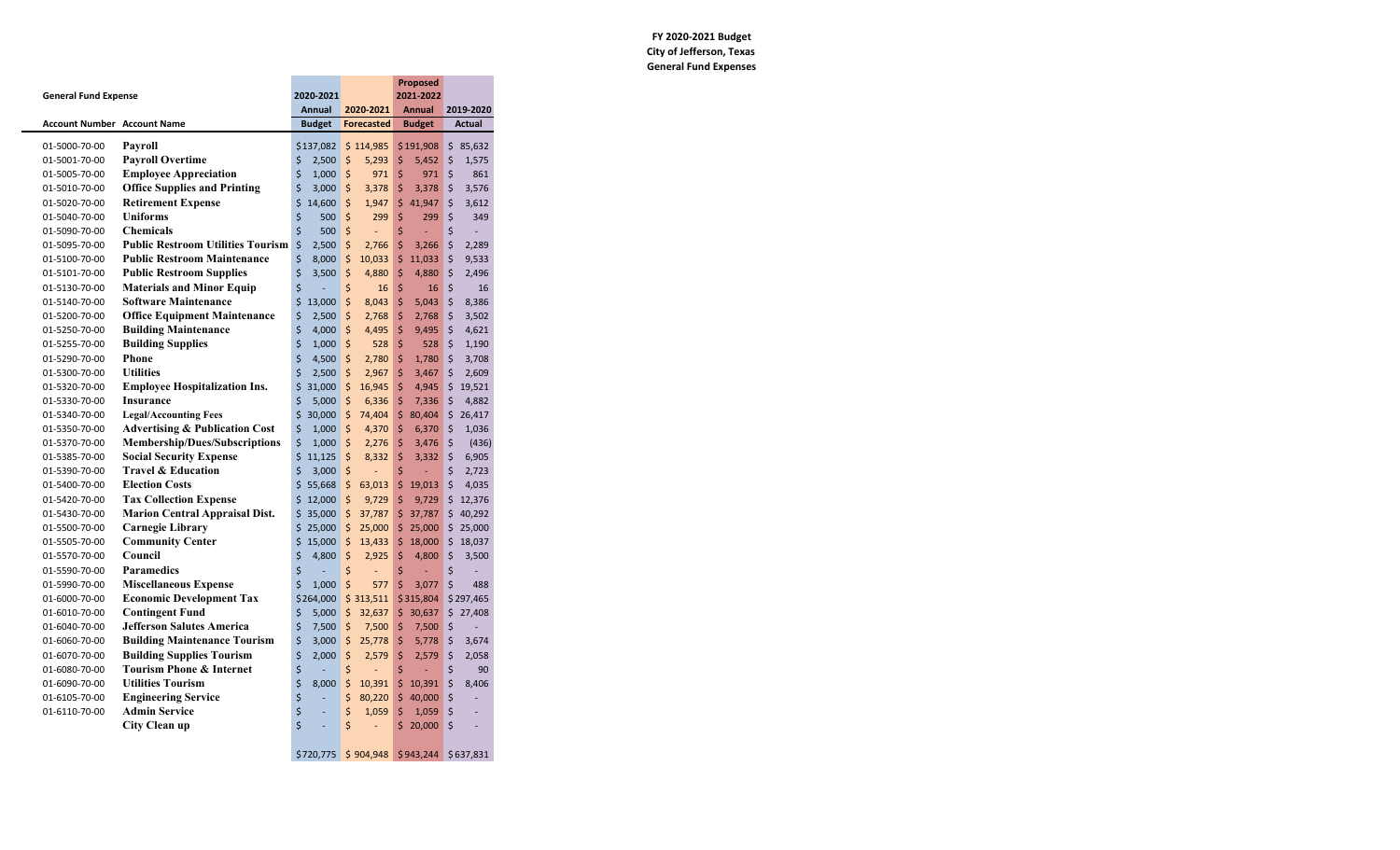**FY 2020-2021 Budget**
**City of Jefferson, Texas**
**General Fund Expenses**

| General Fund Expense | | 2020-2021 Annual Budget | 2020-2021 Forecasted | Proposed 2021-2022 Annual Budget | 2019-2020 Actual |
|---|---|---|---|---|---|
| **Account Number** | **Account Name** | | | | |
| 01-5000-70-00 | **Payroll** | $137,082 | $ 114,985 | $191,908 | $ 85,632 |
| 01-5001-70-00 | **Payroll Overtime** | $ 2,500 | $ 5,293 | $ 5,452 | $ 1,575 |
| 01-5005-70-00 | **Employee Appreciation** | $ 1,000 | $ 971 | $ 971 | $ 861 |
| 01-5010-70-00 | **Office Supplies and Printing** | $ 3,000 | $ 3,378 | $ 3,378 | $ 3,576 |
| 01-5020-70-00 | **Retirement Expense** | $ 14,600 | $ 1,947 | $ 41,947 | $ 3,612 |
| 01-5040-70-00 | **Uniforms** | $ 500 | $ 299 | $ 299 | $ 349 |
| 01-5090-70-00 | **Chemicals** | $ 500 | $ - | $ - | $ - |
| 01-5095-70-00 | **Public Restroom Utilities Tourism** | $ 2,500 | $ 2,766 | $ 3,266 | $ 2,289 |
| 01-5100-70-00 | **Public Restroom Maintenance** | $ 8,000 | $ 10,033 | $ 11,033 | $ 9,533 |
| 01-5101-70-00 | **Public Restroom Supplies** | $ 3,500 | $ 4,880 | $ 4,880 | $ 2,496 |
| 01-5130-70-00 | **Materials and Minor Equip** | $ - | $ 16 | $ 16 | $ 16 |
| 01-5140-70-00 | **Software Maintenance** | $ 13,000 | $ 8,043 | $ 5,043 | $ 8,386 |
| 01-5200-70-00 | **Office Equipment Maintenance** | $ 2,500 | $ 2,768 | $ 2,768 | $ 3,502 |
| 01-5250-70-00 | **Building Maintenance** | $ 4,000 | $ 4,495 | $ 9,495 | $ 4,621 |
| 01-5255-70-00 | **Building Supplies** | $ 1,000 | $ 528 | $ 528 | $ 1,190 |
| 01-5290-70-00 | **Phone** | $ 4,500 | $ 2,780 | $ 1,780 | $ 3,708 |
| 01-5300-70-00 | **Utilities** | $ 2,500 | $ 2,967 | $ 3,467 | $ 2,609 |
| 01-5320-70-00 | **Employee Hospitalization Ins.** | $ 31,000 | $ 16,945 | $ 4,945 | $ 19,521 |
| 01-5330-70-00 | **Insurance** | $ 5,000 | $ 6,336 | $ 7,336 | $ 4,882 |
| 01-5340-70-00 | **Legal/Accounting Fees** | $ 30,000 | $ 74,404 | $ 80,404 | $ 26,417 |
| 01-5350-70-00 | **Advertising & Publication Cost** | $ 1,000 | $ 4,370 | $ 6,370 | $ 1,036 |
| 01-5370-70-00 | **Membership/Dues/Subscriptions** | $ 1,000 | $ 2,276 | $ 3,476 | $ (436) |
| 01-5385-70-00 | **Social Security Expense** | $ 11,125 | $ 8,332 | $ 3,332 | $ 6,905 |
| 01-5390-70-00 | **Travel & Education** | $ 3,000 | $ - | $ - | $ 2,723 |
| 01-5400-70-00 | **Election Costs** | $ 55,668 | $ 63,013 | $ 19,013 | $ 4,035 |
| 01-5420-70-00 | **Tax Collection Expense** | $ 12,000 | $ 9,729 | $ 9,729 | $ 12,376 |
| 01-5430-70-00 | **Marion Central Appraisal Dist.** | $ 35,000 | $ 37,787 | $ 37,787 | $ 40,292 |
| 01-5500-70-00 | **Carnegie Library** | $ 25,000 | $ 25,000 | $ 25,000 | $ 25,000 |
| 01-5505-70-00 | **Community Center** | $ 15,000 | $ 13,433 | $ 18,000 | $ 18,037 |
| 01-5570-70-00 | **Council** | $ 4,800 | $ 2,925 | $ 4,800 | $ 3,500 |
| 01-5590-70-00 | **Paramedics** | $ - | $ - | $ - | $ - |
| 01-5990-70-00 | **Miscellaneous Expense** | $ 1,000 | $ 577 | $ 3,077 | $ 488 |
| 01-6000-70-00 | **Economic Development Tax** | $264,000 | $ 313,511 | $315,804 | $297,465 |
| 01-6010-70-00 | **Contingent Fund** | $ 5,000 | $ 32,637 | $ 30,637 | $ 27,408 |
| 01-6040-70-00 | **Jefferson Salutes America** | $ 7,500 | $ 7,500 | $ 7,500 | $ - |
| 01-6060-70-00 | **Building Maintenance Tourism** | $ 3,000 | $ 25,778 | $ 5,778 | $ 3,674 |
| 01-6070-70-00 | **Building Supplies Tourism** | $ 2,000 | $ 2,579 | $ 2,579 | $ 2,058 |
| 01-6080-70-00 | **Tourism Phone & Internet** | $ - | $ - | $ - | $ 90 |
| 01-6090-70-00 | **Utilities Tourism** | $ 8,000 | $ 10,391 | $ 10,391 | $ 8,406 |
| 01-6105-70-00 | **Engineering Service** | $ - | $ 80,220 | $ 40,000 | $ - |
| 01-6110-70-00 | **Admin Service** | $ - | $ 1,059 | $ 1,059 | $ - |
| | **City Clean up** | $ - | $ - | $ 20,000 | $ - |
| | | $720,775 | $ 904,948 | $943,244 | $637,831 |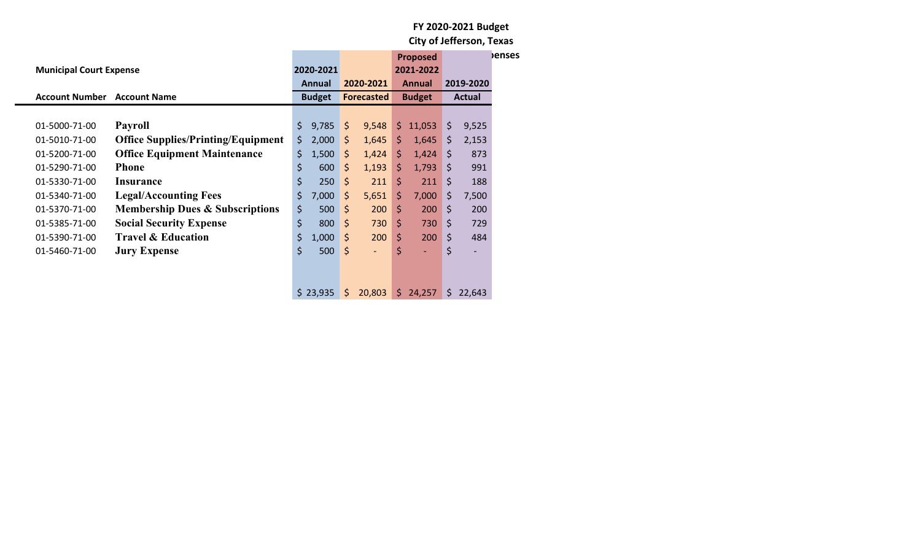**FY 2020-2021 Budget**
**City of Jefferson, Texas**
**penses**

**Municipal Court Expense**

| Account Number | Account Name | 2020-2021 Annual Budget | 2020-2021 Forecasted | Proposed 2021-2022 Annual Budget | 2019-2020 Actual |
|---|---|---|---|---|---|
| 01-5000-71-00 | **Payroll** | $ 9,785 | $ 9,548 | $ 11,053 | $ 9,525 |
| 01-5010-71-00 | **Office Supplies/Printing/Equipment** | $ 2,000 | $ 1,645 | $ 1,645 | $ 2,153 |
| 01-5200-71-00 | **Office Equipment Maintenance** | $ 1,500 | $ 1,424 | $ 1,424 | $ 873 |
| 01-5290-71-00 | **Phone** | $ 600 | $ 1,193 | $ 1,793 | $ 991 |
| 01-5330-71-00 | **Insurance** | $ 250 | $ 211 | $ 211 | $ 188 |
| 01-5340-71-00 | **Legal/Accounting Fees** | $ 7,000 | $ 5,651 | $ 7,000 | $ 7,500 |
| 01-5370-71-00 | **Membership Dues & Subscriptions** | $ 500 | $ 200 | $ 200 | $ 200 |
| 01-5385-71-00 | **Social Security Expense** | $ 800 | $ 730 | $ 730 | $ 729 |
| 01-5390-71-00 | **Travel & Education** | $ 1,000 | $ 200 | $ 200 | $ 484 |
| 01-5460-71-00 | **Jury Expense** | $ 500 | $ - | $ - | $ - |
| | | $ 23,935 | $ 20,803 | $ 24,257 | $ 22,643 |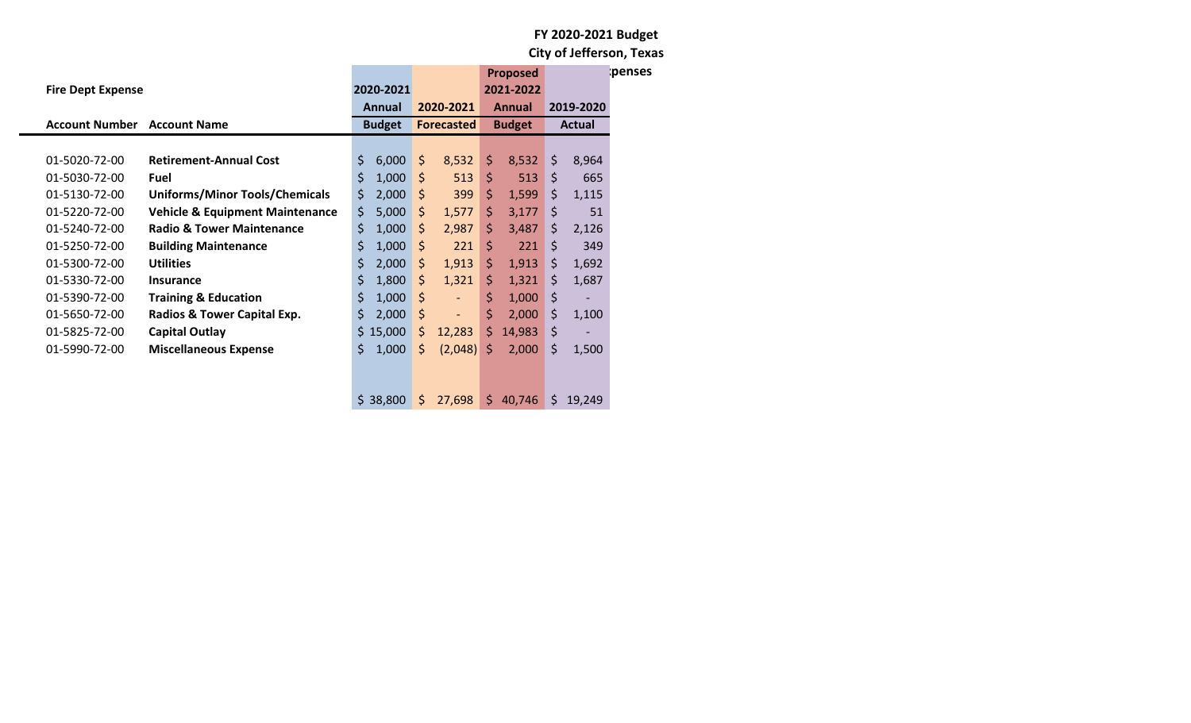**FY 2020-2021 Budget**
**City of Jefferson, Texas**
**:penses**

**Fire Dept Expense**

| Account Number | Account Name | 2020-2021 Annual Budget | 2020-2021 Forecasted | Proposed 2021-2022 Annual Budget | 2019-2020 Actual |
|---|---|---|---|---|---|
| 01-5020-72-00 | **Retirement-Annual Cost** | $ 6,000 | $ 8,532 | $ 8,532 | $ 8,964 |
| 01-5030-72-00 | **Fuel** | $ 1,000 | $ 513 | $ 513 | $ 665 |
| 01-5130-72-00 | **Uniforms/Minor Tools/Chemicals** | $ 2,000 | $ 399 | $ 1,599 | $ 1,115 |
| 01-5220-72-00 | **Vehicle & Equipment Maintenance** | $ 5,000 | $ 1,577 | $ 3,177 | $ 51 |
| 01-5240-72-00 | **Radio & Tower Maintenance** | $ 1,000 | $ 2,987 | $ 3,487 | $ 2,126 |
| 01-5250-72-00 | **Building Maintenance** | $ 1,000 | $ 221 | $ 221 | $ 349 |
| 01-5300-72-00 | **Utilities** | $ 2,000 | $ 1,913 | $ 1,913 | $ 1,692 |
| 01-5330-72-00 | **Insurance** | $ 1,800 | $ 1,321 | $ 1,321 | $ 1,687 |
| 01-5390-72-00 | **Training & Education** | $ 1,000 | $ - | $ 1,000 | $ - |
| 01-5650-72-00 | **Radios & Tower Capital Exp.** | $ 2,000 | $ - | $ 2,000 | $ 1,100 |
| 01-5825-72-00 | **Capital Outlay** | $ 15,000 | $ 12,283 | $ 14,983 | $ - |
| 01-5990-72-00 | **Miscellaneous Expense** | $ 1,000 | $ (2,048) | $ 2,000 | $ 1,500 |
| | | $ 38,800 | $ 27,698 | $ 40,746 | $ 19,249 |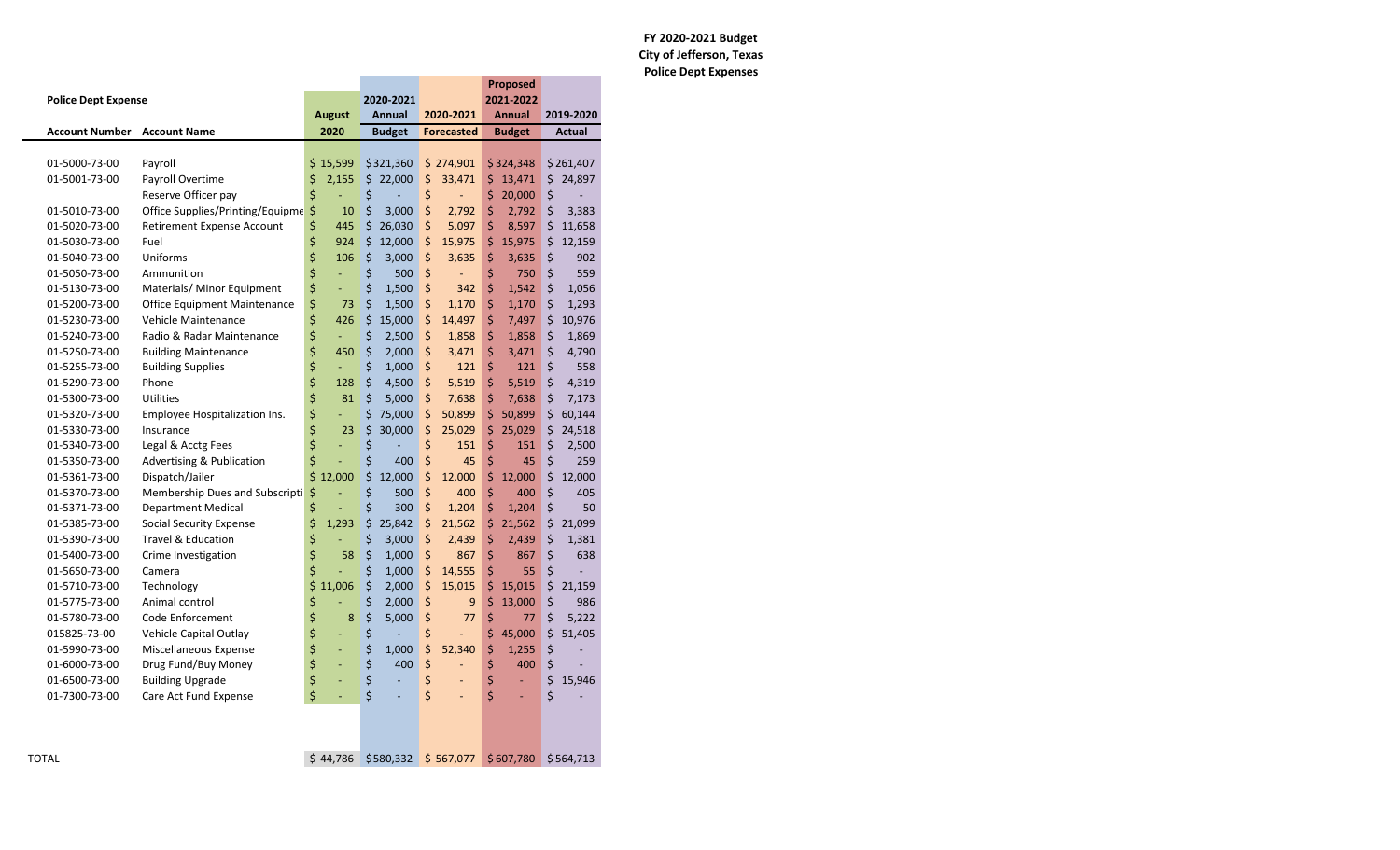**FY 2020-2021 Budget**
**City of Jefferson, Texas**
**Police Dept Expenses**

| Police Dept Expense | | August 2020 | 2020-2021 Annual Budget | 2020-2021 Forecasted | Proposed 2021-2022 Annual Budget | 2019-2020 Actual |
|---|---|---|---|---|---|---|
| **Account Number** | **Account Name** | | | | | |
| 01-5000-73-00 | Payroll | $ 15,599 | $321,360 | $ 274,901 | $324,348 | $261,407 |
| 01-5001-73-00 | Payroll Overtime | $ 2,155 | $ 22,000 | $ 33,471 | $ 13,471 | $ 24,897 |
| | Reserve Officer pay | $ - | $ - | $ - | $ 20,000 | $ - |
| 01-5010-73-00 | Office Supplies/Printing/Equipme | $ 10 | $ 3,000 | $ 2,792 | $ 2,792 | $ 3,383 |
| 01-5020-73-00 | Retirement Expense Account | $ 445 | $ 26,030 | $ 5,097 | $ 8,597 | $ 11,658 |
| 01-5030-73-00 | Fuel | $ 924 | $ 12,000 | $ 15,975 | $ 15,975 | $ 12,159 |
| 01-5040-73-00 | Uniforms | $ 106 | $ 3,000 | $ 3,635 | $ 3,635 | $ 902 |
| 01-5050-73-00 | Ammunition | $ - | $ 500 | $ - | $ 750 | $ 559 |
| 01-5130-73-00 | Materials/ Minor Equipment | $ - | $ 1,500 | $ 342 | $ 1,542 | $ 1,056 |
| 01-5200-73-00 | Office Equipment Maintenance | $ 73 | $ 1,500 | $ 1,170 | $ 1,170 | $ 1,293 |
| 01-5230-73-00 | Vehicle Maintenance | $ 426 | $ 15,000 | $ 14,497 | $ 7,497 | $ 10,976 |
| 01-5240-73-00 | Radio & Radar Maintenance | $ - | $ 2,500 | $ 1,858 | $ 1,858 | $ 1,869 |
| 01-5250-73-00 | Building Maintenance | $ 450 | $ 2,000 | $ 3,471 | $ 3,471 | $ 4,790 |
| 01-5255-73-00 | Building Supplies | $ - | $ 1,000 | $ 121 | $ 121 | $ 558 |
| 01-5290-73-00 | Phone | $ 128 | $ 4,500 | $ 5,519 | $ 5,519 | $ 4,319 |
| 01-5300-73-00 | Utilities | $ 81 | $ 5,000 | $ 7,638 | $ 7,638 | $ 7,173 |
| 01-5320-73-00 | Employee Hospitalization Ins. | $ - | $ 75,000 | $ 50,899 | $ 50,899 | $ 60,144 |
| 01-5330-73-00 | Insurance | $ 23 | $ 30,000 | $ 25,029 | $ 25,029 | $ 24,518 |
| 01-5340-73-00 | Legal & Acctg Fees | $ - | $ - | $ 151 | $ 151 | $ 2,500 |
| 01-5350-73-00 | Advertising & Publication | $ - | $ 400 | $ 45 | $ 45 | $ 259 |
| 01-5361-73-00 | Dispatch/Jailer | $ 12,000 | $ 12,000 | $ 12,000 | $ 12,000 | $ 12,000 |
| 01-5370-73-00 | Membership Dues and Subscripti | $ - | $ 500 | $ 400 | $ 400 | $ 405 |
| 01-5371-73-00 | Department Medical | $ - | $ 300 | $ 1,204 | $ 1,204 | $ 50 |
| 01-5385-73-00 | Social Security Expense | $ 1,293 | $ 25,842 | $ 21,562 | $ 21,562 | $ 21,099 |
| 01-5390-73-00 | Travel & Education | $ - | $ 3,000 | $ 2,439 | $ 2,439 | $ 1,381 |
| 01-5400-73-00 | Crime Investigation | $ 58 | $ 1,000 | $ 867 | $ 867 | $ 638 |
| 01-5650-73-00 | Camera | $ - | $ 1,000 | $ 14,555 | $ 55 | $ - |
| 01-5710-73-00 | Technology | $ 11,006 | $ 2,000 | $ 15,015 | $ 15,015 | $ 21,159 |
| 01-5775-73-00 | Animal control | $ - | $ 2,000 | $ 9 | $ 13,000 | $ 986 |
| 01-5780-73-00 | Code Enforcement | $ 8 | $ 5,000 | $ 77 | $ 77 | $ 5,222 |
| 015825-73-00 | Vehicle Capital Outlay | $ - | $ - | $ - | $ 45,000 | $ 51,405 |
| 01-5990-73-00 | Miscellaneous Expense | $ - | $ 1,000 | $ 52,340 | $ 1,255 | $ - |
| 01-6000-73-00 | Drug Fund/Buy Money | $ - | $ 400 | $ - | $ 400 | $ - |
| 01-6500-73-00 | Building Upgrade | $ - | $ - | $ - | $ - | $ 15,946 |
| 01-7300-73-00 | Care Act Fund Expense | $ - | $ - | $ - | $ - | $ - |
| TOTAL | | $ 44,786 | $580,332 | $ 567,077 | $607,780 | $564,713 |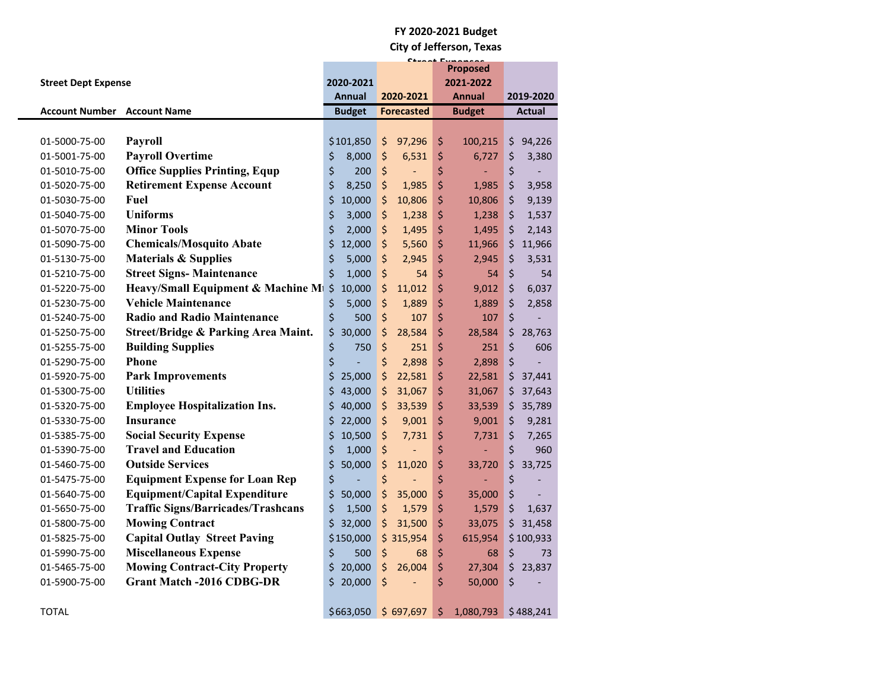# FY 2020-2021 Budget

## City of Jefferson, Texas

### Street Expenses

**Street Dept Expense**

| Account Number | Account Name | 2020-2021 Annual Budget | 2020-2021 Forecasted | Proposed 2021-2022 Annual Budget | 2019-2020 Actual |
|---|---|---|---|---|---|
| 01-5000-75-00 | **Payroll** | $101,850 | $ 97,296 | $ 100,215 | $ 94,226 |
| 01-5001-75-00 | **Payroll Overtime** | $ 8,000 | $ 6,531 | $ 6,727 | $ 3,380 |
| 01-5010-75-00 | **Office Supplies Printing, Equp** | $ 200 | $ - | $ - | $ - |
| 01-5020-75-00 | **Retirement Expense Account** | $ 8,250 | $ 1,985 | $ 1,985 | $ 3,958 |
| 01-5030-75-00 | **Fuel** | $ 10,000 | $ 10,806 | $ 10,806 | $ 9,139 |
| 01-5040-75-00 | **Uniforms** | $ 3,000 | $ 1,238 | $ 1,238 | $ 1,537 |
| 01-5070-75-00 | **Minor Tools** | $ 2,000 | $ 1,495 | $ 1,495 | $ 2,143 |
| 01-5090-75-00 | **Chemicals/Mosquito Abate** | $ 12,000 | $ 5,560 | $ 11,966 | $ 11,966 |
| 01-5130-75-00 | **Materials & Supplies** | $ 5,000 | $ 2,945 | $ 2,945 | $ 3,531 |
| 01-5210-75-00 | **Street Signs- Maintenance** | $ 1,000 | $ 54 | $ 54 | $ 54 |
| 01-5220-75-00 | **Heavy/Small Equipment & Machine M** | $ 10,000 | $ 11,012 | $ 9,012 | $ 6,037 |
| 01-5230-75-00 | **Vehicle Maintenance** | $ 5,000 | $ 1,889 | $ 1,889 | $ 2,858 |
| 01-5240-75-00 | **Radio and Radio Maintenance** | $ 500 | $ 107 | $ 107 | $ - |
| 01-5250-75-00 | **Street/Bridge & Parking Area Maint.** | $ 30,000 | $ 28,584 | $ 28,584 | $ 28,763 |
| 01-5255-75-00 | **Building Supplies** | $ 750 | $ 251 | $ 251 | $ 606 |
| 01-5290-75-00 | **Phone** | $ - | $ 2,898 | $ 2,898 | $ - |
| 01-5920-75-00 | **Park Improvements** | $ 25,000 | $ 22,581 | $ 22,581 | $ 37,441 |
| 01-5300-75-00 | **Utilities** | $ 43,000 | $ 31,067 | $ 31,067 | $ 37,643 |
| 01-5320-75-00 | **Employee Hospitalization Ins.** | $ 40,000 | $ 33,539 | $ 33,539 | $ 35,789 |
| 01-5330-75-00 | **Insurance** | $ 22,000 | $ 9,001 | $ 9,001 | $ 9,281 |
| 01-5385-75-00 | **Social Security Expense** | $ 10,500 | $ 7,731 | $ 7,731 | $ 7,265 |
| 01-5390-75-00 | **Travel and Education** | $ 1,000 | $ - | $ - | $ 960 |
| 01-5460-75-00 | **Outside Services** | $ 50,000 | $ 11,020 | $ 33,720 | $ 33,725 |
| 01-5475-75-00 | **Equipment Expense for Loan Rep** | $ - | $ - | $ - | $ - |
| 01-5640-75-00 | **Equipment/Capital Expenditure** | $ 50,000 | $ 35,000 | $ 35,000 | $ - |
| 01-5650-75-00 | **Traffic Signs/Barricades/Trashcans** | $ 1,500 | $ 1,579 | $ 1,579 | $ 1,637 |
| 01-5800-75-00 | **Mowing Contract** | $ 32,000 | $ 31,500 | $ 33,075 | $ 31,458 |
| 01-5825-75-00 | **Capital Outlay Street Paving** | $150,000 | $ 315,954 | $ 615,954 | $100,933 |
| 01-5990-75-00 | **Miscellaneous Expense** | $ 500 | $ 68 | $ 68 | $ 73 |
| 01-5465-75-00 | **Mowing Contract-City Property** | $ 20,000 | $ 26,004 | $ 27,304 | $ 23,837 |
| 01-5900-75-00 | **Grant Match -2016 CDBG-DR** | $ 20,000 | $ - | $ 50,000 | $ - |
| TOTAL | | $663,050 | $ 697,697 | $ 1,080,793 | $488,241 |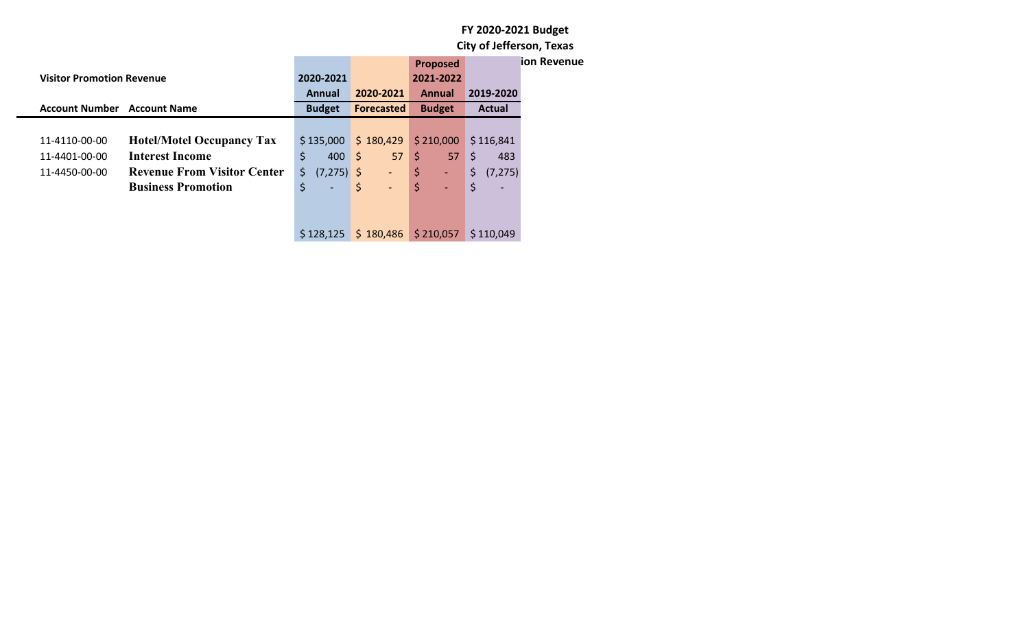**FY 2020-2021 Budget**

**City of Jefferson, Texas**

**ion Revenue**

**Visitor Promotion Revenue**

| Account Number | Account Name | 2020-2021 Annual Budget | 2020-2021 Forecasted | Proposed 2021-2022 Annual Budget | 2019-2020 Actual |
|---|---|---|---|---|---|
| 11-4110-00-00 | **Hotel/Motel Occupancy Tax** | $ 135,000 | $ 180,429 | $ 210,000 | $ 116,841 |
| 11-4401-00-00 | **Interest Income** | $ 400 | $ 57 | $ 57 | $ 483 |
| 11-4450-00-00 | **Revenue From Visitor Center** | $ (7,275) | $ - | $ - | $ (7,275) |
| | **Business Promotion** | $ - | $ - | $ - | $ - |
| | | $ 128,125 | $ 180,486 | $ 210,057 | $ 110,049 |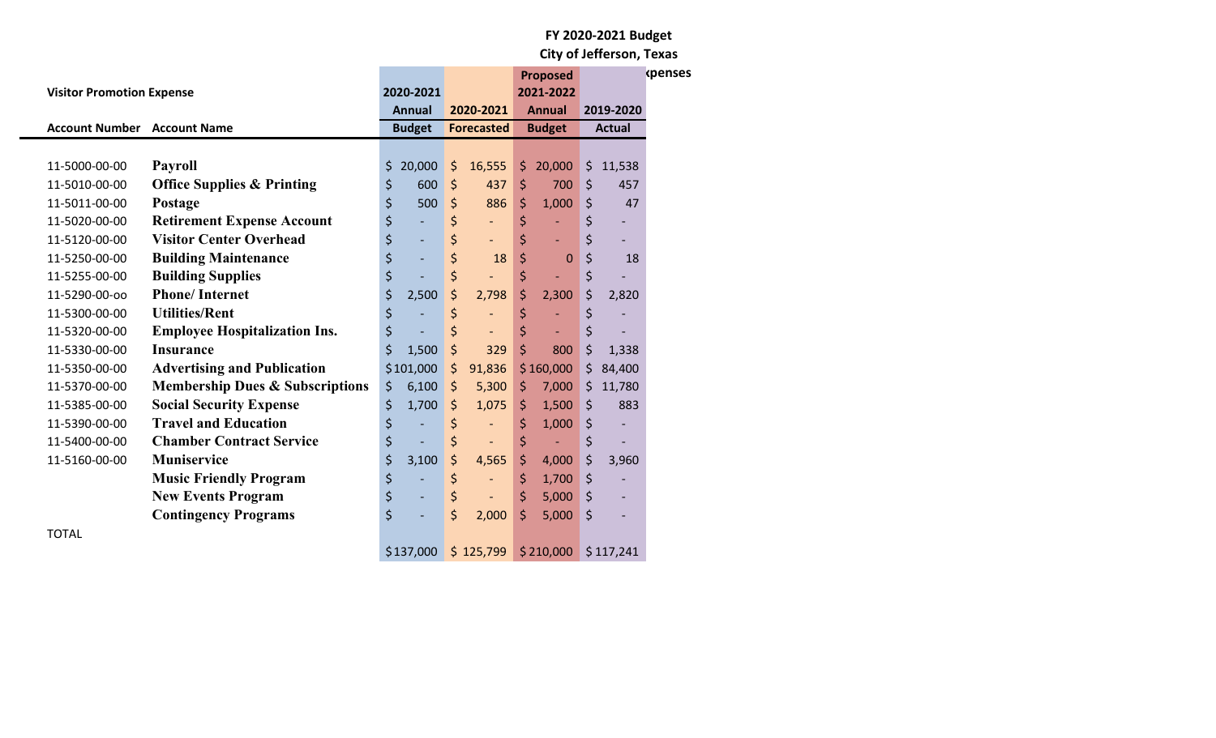**FY 2020-2021 Budget**

**City of Jefferson, Texas**

**xpenses**

| **Visitor Promotion Expense** | | **2020-2021 Annual Budget** | **2020-2021 Forecasted** | **Proposed 2021-2022 Annual Budget** | **2019-2020 Actual** |
|---|---|---|---|---|---|
| **Account Number** | **Account Name** | | | | |
| 11-5000-00-00 | **Payroll** | $ 20,000 | $ 16,555 | $ 20,000 | $ 11,538 |
| 11-5010-00-00 | **Office Supplies & Printing** | $ 600 | $ 437 | $ 700 | $ 457 |
| 11-5011-00-00 | **Postage** | $ 500 | $ 886 | $ 1,000 | $ 47 |
| 11-5020-00-00 | **Retirement Expense Account** | $ - | $ - | $ - | $ - |
| 11-5120-00-00 | **Visitor Center Overhead** | $ - | $ - | $ - | $ - |
| 11-5250-00-00 | **Building Maintenance** | $ - | $ 18 | $ 0 | $ 18 |
| 11-5255-00-00 | **Building Supplies** | $ - | $ - | $ - | $ - |
| 11-5290-00-oo | **Phone/ Internet** | $ 2,500 | $ 2,798 | $ 2,300 | $ 2,820 |
| 11-5300-00-00 | **Utilities/Rent** | $ - | $ - | $ - | $ - |
| 11-5320-00-00 | **Employee Hospitalization Ins.** | $ - | $ - | $ - | $ - |
| 11-5330-00-00 | **Insurance** | $ 1,500 | $ 329 | $ 800 | $ 1,338 |
| 11-5350-00-00 | **Advertising and Publication** | $101,000 | $ 91,836 | $160,000 | $ 84,400 |
| 11-5370-00-00 | **Membership Dues & Subscriptions** | $ 6,100 | $ 5,300 | $ 7,000 | $ 11,780 |
| 11-5385-00-00 | **Social Security Expense** | $ 1,700 | $ 1,075 | $ 1,500 | $ 883 |
| 11-5390-00-00 | **Travel and Education** | $ - | $ - | $ 1,000 | $ - |
| 11-5400-00-00 | **Chamber Contract Service** | $ - | $ - | $ - | $ - |
| 11-5160-00-00 | **Muniservice** | $ 3,100 | $ 4,565 | $ 4,000 | $ 3,960 |
| | **Music Friendly Program** | $ - | $ - | $ 1,700 | $ - |
| | **New Events Program** | $ - | $ - | $ 5,000 | $ - |
| | **Contingency Programs** | $ - | $ 2,000 | $ 5,000 | $ - |
| TOTAL | | $137,000 | $ 125,799 | $210,000 | $117,241 |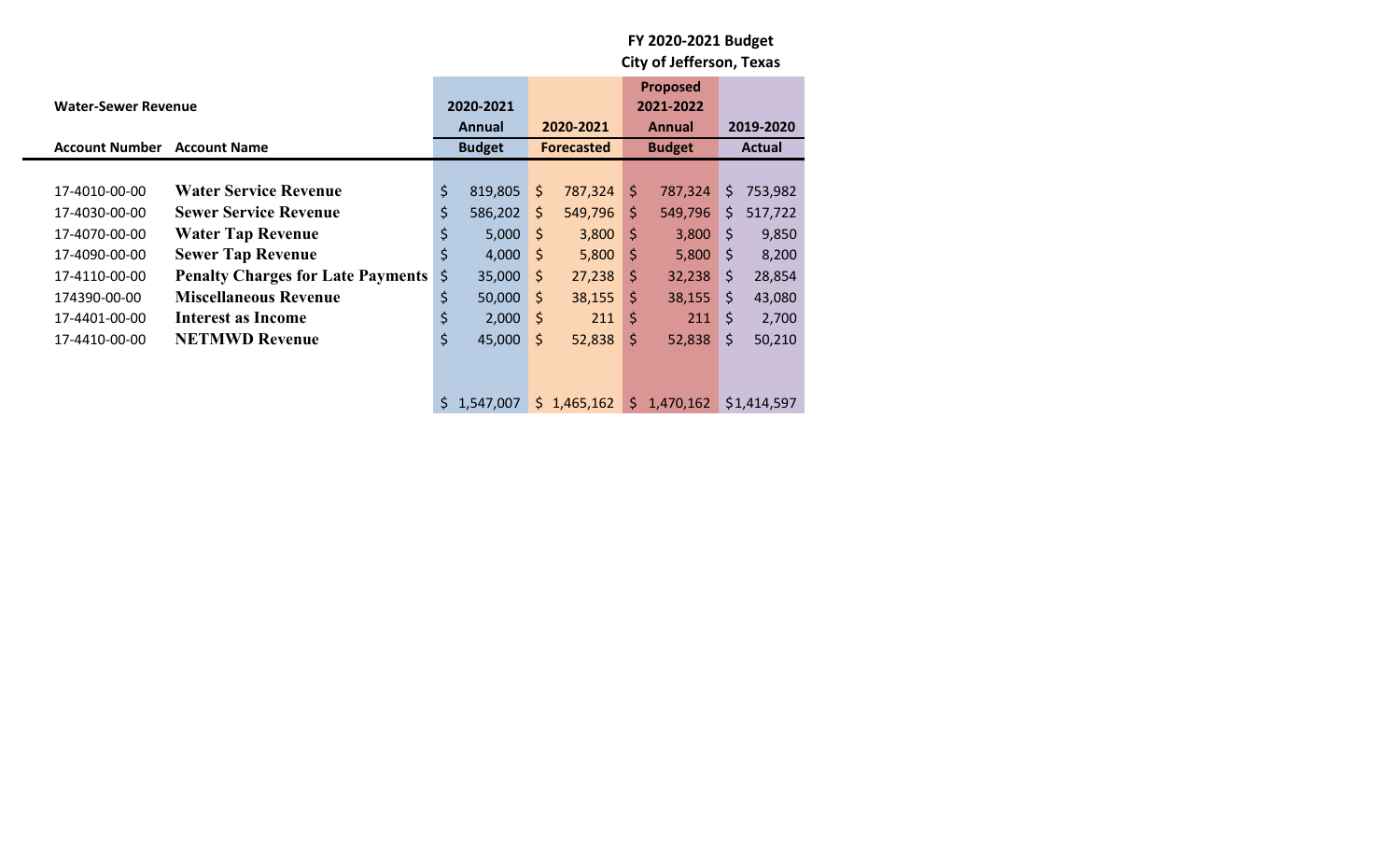**FY 2020-2021 Budget**
**City of Jefferson, Texas**

**Water-Sewer Revenue**

| Account Number | Account Name | 2020-2021 Annual Budget | 2020-2021 Forecasted | Proposed 2021-2022 Annual Budget | 2019-2020 Actual |
|---|---|---|---|---|---|
| 17-4010-00-00 | **Water Service Revenue** | $ 819,805 | $ 787,324 | $ 787,324 | $ 753,982 |
| 17-4030-00-00 | **Sewer Service Revenue** | $ 586,202 | $ 549,796 | $ 549,796 | $ 517,722 |
| 17-4070-00-00 | **Water Tap Revenue** | $ 5,000 | $ 3,800 | $ 3,800 | $ 9,850 |
| 17-4090-00-00 | **Sewer Tap Revenue** | $ 4,000 | $ 5,800 | $ 5,800 | $ 8,200 |
| 17-4110-00-00 | **Penalty Charges for Late Payments** | $ 35,000 | $ 27,238 | $ 32,238 | $ 28,854 |
| 174390-00-00 | **Miscellaneous Revenue** | $ 50,000 | $ 38,155 | $ 38,155 | $ 43,080 |
| 17-4401-00-00 | **Interest as Income** | $ 2,000 | $ 211 | $ 211 | $ 2,700 |
| 17-4410-00-00 | **NETMWD Revenue** | $ 45,000 | $ 52,838 | $ 52,838 | $ 50,210 |
| | | $ 1,547,007 | $ 1,465,162 | $ 1,470,162 | $1,414,597 |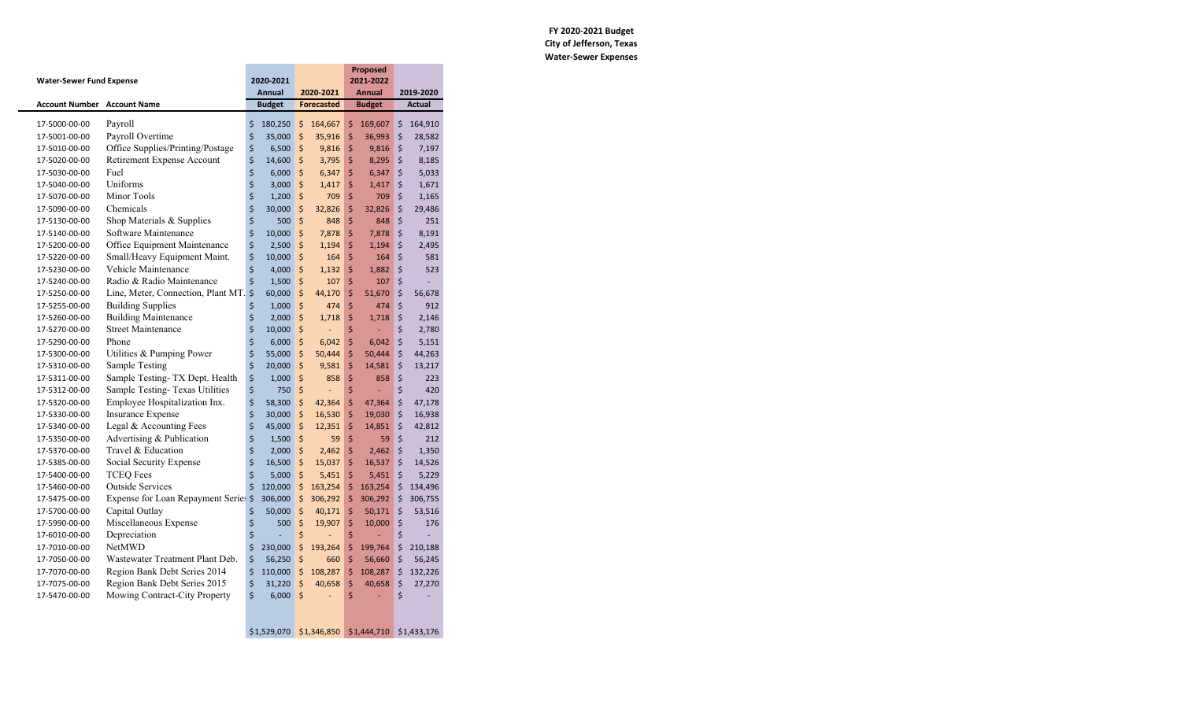**FY 2020-2021 Budget**
**City of Jefferson, Texas**
**Water-Sewer Expenses**

| **Water-Sewer Fund Expense** | | **2020-2021 Annual Budget** | **2020-2021 Forecasted** | **Proposed 2021-2022 Annual Budget** | **2019-2020 Actual** |
|---|---|---|---|---|---|
| **Account Number** | **Account Name** | | | | |
| 17-5000-00-00 | Payroll | $ 180,250 | $ 164,667 | $ 169,607 | $ 164,910 |
| 17-5001-00-00 | Payroll Overtime | $ 35,000 | $ 35,916 | $ 36,993 | $ 28,582 |
| 17-5010-00-00 | Office Supplies/Printing/Postage | $ 6,500 | $ 9,816 | $ 9,816 | $ 7,197 |
| 17-5020-00-00 | Retirement Expense Account | $ 14,600 | $ 3,795 | $ 8,295 | $ 8,185 |
| 17-5030-00-00 | Fuel | $ 6,000 | $ 6,347 | $ 6,347 | $ 5,033 |
| 17-5040-00-00 | Uniforms | $ 3,000 | $ 1,417 | $ 1,417 | $ 1,671 |
| 17-5070-00-00 | Minor Tools | $ 1,200 | $ 709 | $ 709 | $ 1,165 |
| 17-5090-00-00 | Chemicals | $ 30,000 | $ 32,826 | $ 32,826 | $ 29,486 |
| 17-5130-00-00 | Shop Materials & Supplies | $ 500 | $ 848 | $ 848 | $ 251 |
| 17-5140-00-00 | Software Maintenance | $ 10,000 | $ 7,878 | $ 7,878 | $ 8,191 |
| 17-5200-00-00 | Office Equipment Maintenance | $ 2,500 | $ 1,194 | $ 1,194 | $ 2,495 |
| 17-5220-00-00 | Small/Heavy Equipment Maint. | $ 10,000 | $ 164 | $ 164 | $ 581 |
| 17-5230-00-00 | Vehicle Maintenance | $ 4,000 | $ 1,132 | $ 1,882 | $ 523 |
| 17-5240-00-00 | Radio & Radio Maintenance | $ 1,500 | $ 107 | $ 107 | $ - |
| 17-5250-00-00 | Line, Meter, Connection, Plant MT. | $ 60,000 | $ 44,170 | $ 51,670 | $ 56,678 |
| 17-5255-00-00 | Building Supplies | $ 1,000 | $ 474 | $ 474 | $ 912 |
| 17-5260-00-00 | Building Maintenance | $ 2,000 | $ 1,718 | $ 1,718 | $ 2,146 |
| 17-5270-00-00 | Street Maintenance | $ 10,000 | $ - | $ - | $ 2,780 |
| 17-5290-00-00 | Phone | $ 6,000 | $ 6,042 | $ 6,042 | $ 5,151 |
| 17-5300-00-00 | Utilities & Pumping Power | $ 55,000 | $ 50,444 | $ 50,444 | $ 44,263 |
| 17-5310-00-00 | Sample Testing | $ 20,000 | $ 9,581 | $ 14,581 | $ 13,217 |
| 17-5311-00-00 | Sample Testing- TX Dept. Health | $ 1,000 | $ 858 | $ 858 | $ 223 |
| 17-5312-00-00 | Sample Testing- Texas Utilities | $ 750 | $ - | $ - | $ 420 |
| 17-5320-00-00 | Employee Hospitalization Inx. | $ 58,300 | $ 42,364 | $ 47,364 | $ 47,178 |
| 17-5330-00-00 | Insurance Expense | $ 30,000 | $ 16,530 | $ 19,030 | $ 16,938 |
| 17-5340-00-00 | Legal & Accounting Fees | $ 45,000 | $ 12,351 | $ 14,851 | $ 42,812 |
| 17-5350-00-00 | Advertising & Publication | $ 1,500 | $ 59 | $ 59 | $ 212 |
| 17-5370-00-00 | Travel & Education | $ 2,000 | $ 2,462 | $ 2,462 | $ 1,350 |
| 17-5385-00-00 | Social Security Expense | $ 16,500 | $ 15,037 | $ 16,537 | $ 14,526 |
| 17-5400-00-00 | TCEQ Fees | $ 5,000 | $ 5,451 | $ 5,451 | $ 5,229 |
| 17-5460-00-00 | Outside Services | $ 120,000 | $ 163,254 | $ 163,254 | $ 134,496 |
| 17-5475-00-00 | Expense for Loan Repayment Series | $ 306,000 | $ 306,292 | $ 306,292 | $ 306,755 |
| 17-5700-00-00 | Capital Outlay | $ 50,000 | $ 40,171 | $ 50,171 | $ 53,516 |
| 17-5990-00-00 | Miscellaneous Expense | $ 500 | $ 19,907 | $ 10,000 | $ 176 |
| 17-6010-00-00 | Depreciation | $ - | $ - | $ - | $ - |
| 17-7010-00-00 | NetMWD | $ 230,000 | $ 193,264 | $ 199,764 | $ 210,188 |
| 17-7050-00-00 | Wastewater Treatment Plant Deb. | $ 56,250 | $ 660 | $ 56,660 | $ 56,245 |
| 17-7070-00-00 | Region Bank Debt Series 2014 | $ 110,000 | $ 108,287 | $ 108,287 | $ 132,226 |
| 17-7075-00-00 | Region Bank Debt Series 2015 | $ 31,220 | $ 40,658 | $ 40,658 | $ 27,270 |
| 17-5470-00-00 | Mowing Contract-City Property | $ 6,000 | $ - | $ - | $ - |
| | | $1,529,070 | $1,346,850 | $1,444,710 | $1,433,176 |